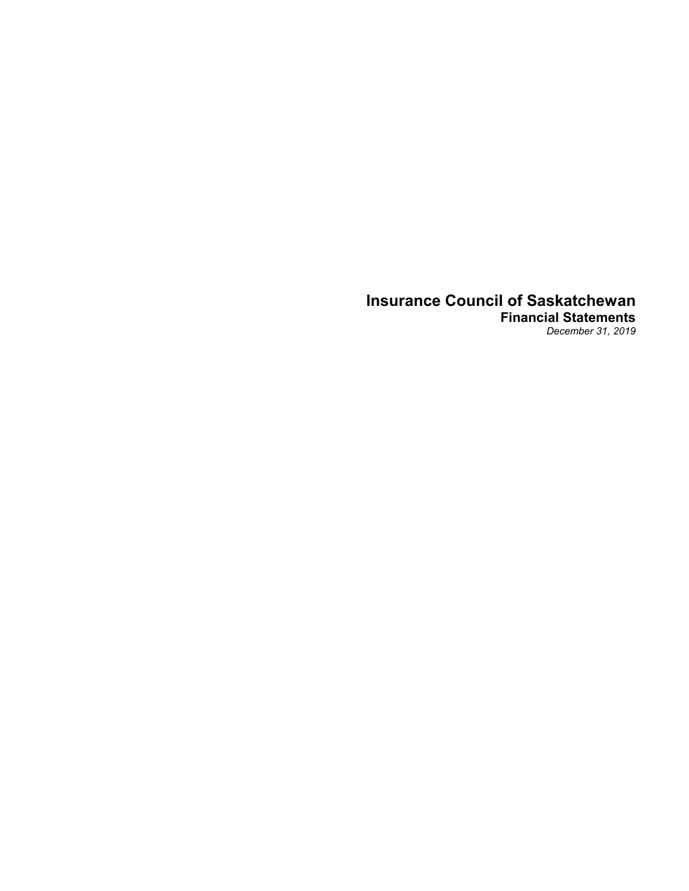# Insurance Council of Saskatchewan

## Financial Statements

*December 31, 2019*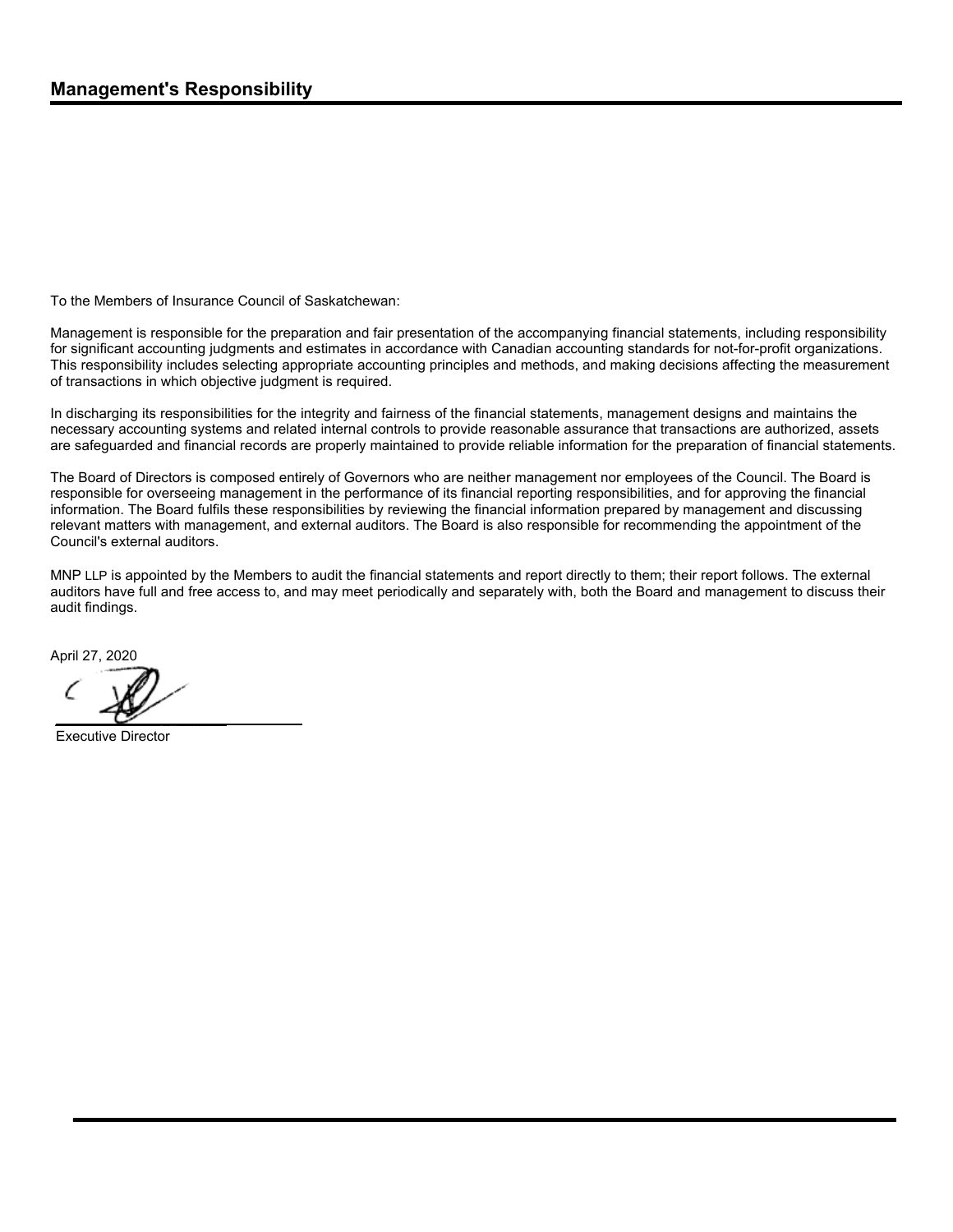## Management's Responsibility

To the Members of Insurance Council of Saskatchewan:

Management is responsible for the preparation and fair presentation of the accompanying financial statements, including responsibility for significant accounting judgments and estimates in accordance with Canadian accounting standards for not-for-profit organizations. This responsibility includes selecting appropriate accounting principles and methods, and making decisions affecting the measurement of transactions in which objective judgment is required.

In discharging its responsibilities for the integrity and fairness of the financial statements, management designs and maintains the necessary accounting systems and related internal controls to provide reasonable assurance that transactions are authorized, assets are safeguarded and financial records are properly maintained to provide reliable information for the preparation of financial statements.

The Board of Directors is composed entirely of Governors who are neither management nor employees of the Council. The Board is responsible for overseeing management in the performance of its financial reporting responsibilities, and for approving the financial information. The Board fulfils these responsibilities by reviewing the financial information prepared by management and discussing relevant matters with management, and external auditors. The Board is also responsible for recommending the appointment of the Council's external auditors.

MNP LLP is appointed by the Members to audit the financial statements and report directly to them; their report follows. The external auditors have full and free access to, and may meet periodically and separately with, both the Board and management to discuss their audit findings.

April 27, 2020

Executive Director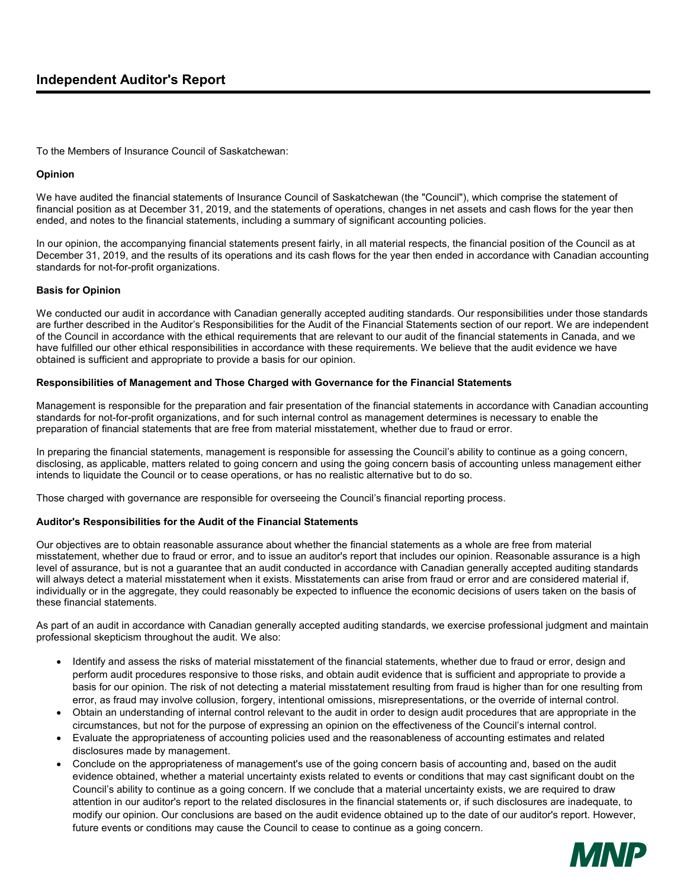# Independent Auditor's Report

To the Members of Insurance Council of Saskatchewan:

**Opinion**

We have audited the financial statements of Insurance Council of Saskatchewan (the "Council"), which comprise the statement of financial position as at December 31, 2019, and the statements of operations, changes in net assets and cash flows for the year then ended, and notes to the financial statements, including a summary of significant accounting policies.

In our opinion, the accompanying financial statements present fairly, in all material respects, the financial position of the Council as at December 31, 2019, and the results of its operations and its cash flows for the year then ended in accordance with Canadian accounting standards for not-for-profit organizations.

**Basis for Opinion**

We conducted our audit in accordance with Canadian generally accepted auditing standards. Our responsibilities under those standards are further described in the Auditor's Responsibilities for the Audit of the Financial Statements section of our report. We are independent of the Council in accordance with the ethical requirements that are relevant to our audit of the financial statements in Canada, and we have fulfilled our other ethical responsibilities in accordance with these requirements. We believe that the audit evidence we have obtained is sufficient and appropriate to provide a basis for our opinion.

**Responsibilities of Management and Those Charged with Governance for the Financial Statements**

Management is responsible for the preparation and fair presentation of the financial statements in accordance with Canadian accounting standards for not-for-profit organizations, and for such internal control as management determines is necessary to enable the preparation of financial statements that are free from material misstatement, whether due to fraud or error.

In preparing the financial statements, management is responsible for assessing the Council's ability to continue as a going concern, disclosing, as applicable, matters related to going concern and using the going concern basis of accounting unless management either intends to liquidate the Council or to cease operations, or has no realistic alternative but to do so.

Those charged with governance are responsible for overseeing the Council's financial reporting process.

**Auditor's Responsibilities for the Audit of the Financial Statements**

Our objectives are to obtain reasonable assurance about whether the financial statements as a whole are free from material misstatement, whether due to fraud or error, and to issue an auditor's report that includes our opinion. Reasonable assurance is a high level of assurance, but is not a guarantee that an audit conducted in accordance with Canadian generally accepted auditing standards will always detect a material misstatement when it exists. Misstatements can arise from fraud or error and are considered material if, individually or in the aggregate, they could reasonably be expected to influence the economic decisions of users taken on the basis of these financial statements.

As part of an audit in accordance with Canadian generally accepted auditing standards, we exercise professional judgment and maintain professional skepticism throughout the audit. We also:

- Identify and assess the risks of material misstatement of the financial statements, whether due to fraud or error, design and perform audit procedures responsive to those risks, and obtain audit evidence that is sufficient and appropriate to provide a basis for our opinion. The risk of not detecting a material misstatement resulting from fraud is higher than for one resulting from error, as fraud may involve collusion, forgery, intentional omissions, misrepresentations, or the override of internal control.
- Obtain an understanding of internal control relevant to the audit in order to design audit procedures that are appropriate in the circumstances, but not for the purpose of expressing an opinion on the effectiveness of the Council's internal control.
- Evaluate the appropriateness of accounting policies used and the reasonableness of accounting estimates and related disclosures made by management.
- Conclude on the appropriateness of management's use of the going concern basis of accounting and, based on the audit evidence obtained, whether a material uncertainty exists related to events or conditions that may cast significant doubt on the Council's ability to continue as a going concern. If we conclude that a material uncertainty exists, we are required to draw attention in our auditor's report to the related disclosures in the financial statements or, if such disclosures are inadequate, to modify our opinion. Our conclusions are based on the audit evidence obtained up to the date of our auditor's report. However, future events or conditions may cause the Council to cease to continue as a going concern.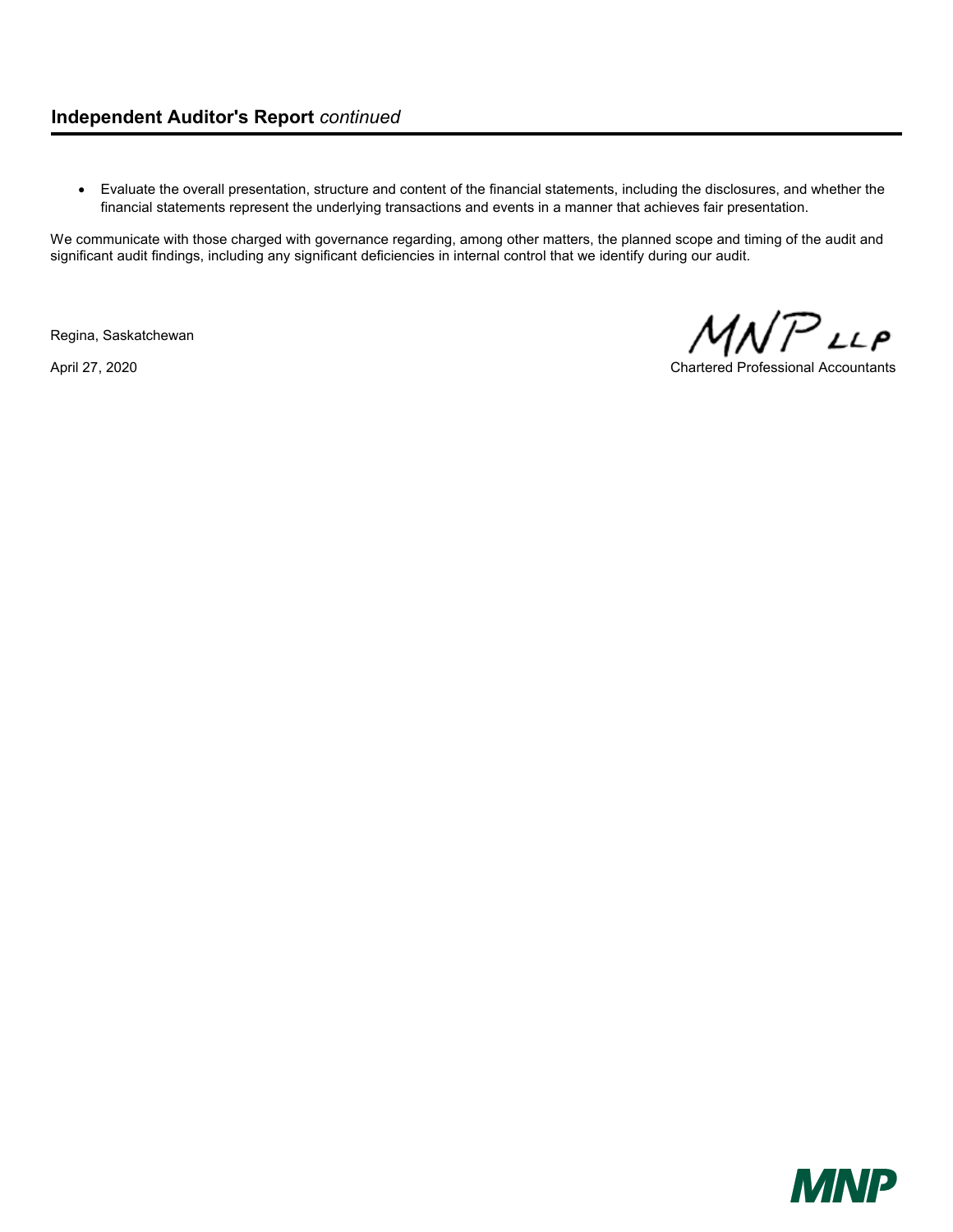## Independent Auditor's Report *continued*

- Evaluate the overall presentation, structure and content of the financial statements, including the disclosures, and whether the financial statements represent the underlying transactions and events in a manner that achieves fair presentation.

We communicate with those charged with governance regarding, among other matters, the planned scope and timing of the audit and significant audit findings, including any significant deficiencies in internal control that we identify during our audit.

Regina, Saskatchewan

April 27, 2020

MNP LLP

Chartered Professional Accountants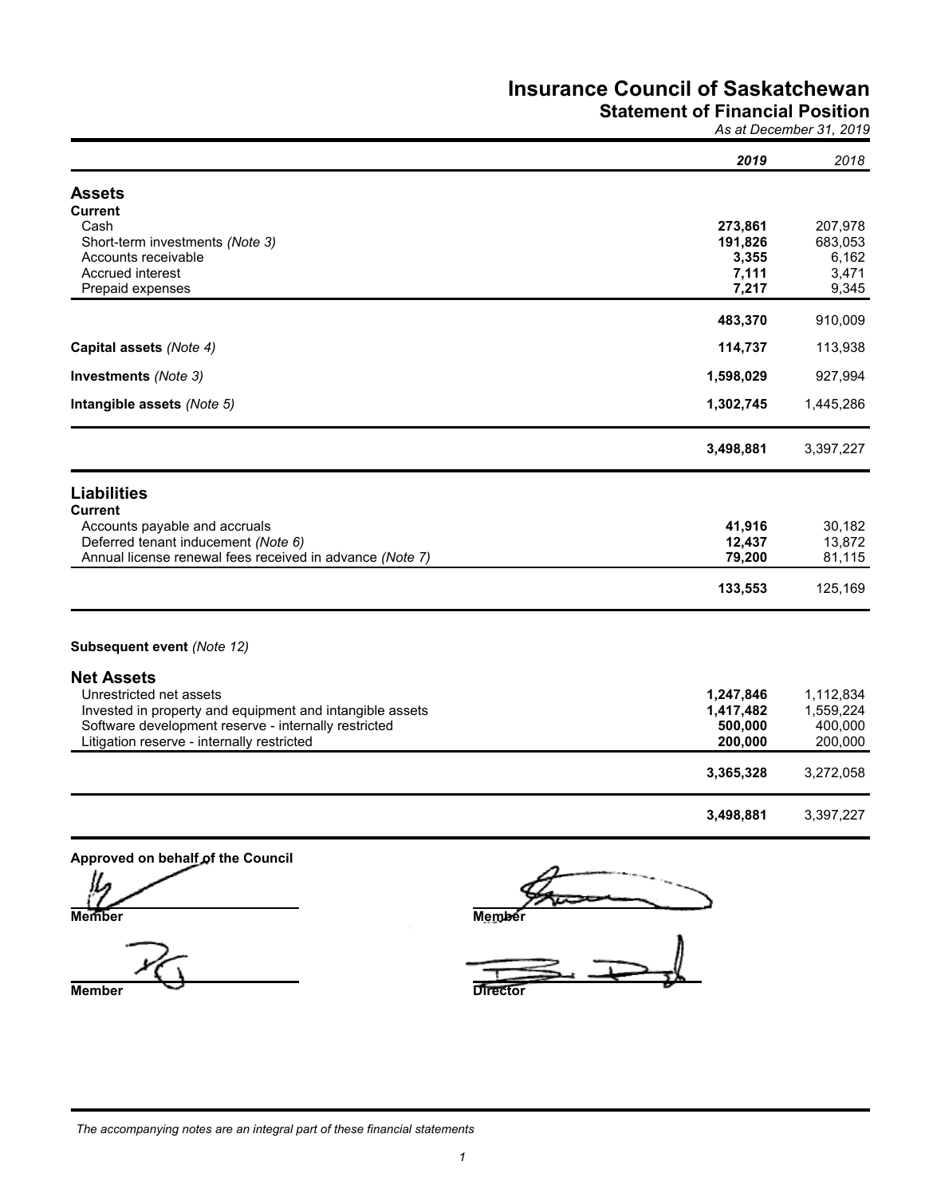# Insurance Council of Saskatchewan

## Statement of Financial Position

*As at December 31, 2019*

| | **2019** | 2018 |
|---|---|---|
| **Assets** | | |
| **Current** | | |
| Cash | **273,861** | 207,978 |
| Short-term investments *(Note 3)* | **191,826** | 683,053 |
| Accounts receivable | **3,355** | 6,162 |
| Accrued interest | **7,111** | 3,471 |
| Prepaid expenses | **7,217** | 9,345 |
| | **483,370** | 910,009 |
| **Capital assets** *(Note 4)* | **114,737** | 113,938 |
| **Investments** *(Note 3)* | **1,598,029** | 927,994 |
| **Intangible assets** *(Note 5)* | **1,302,745** | 1,445,286 |
| | **3,498,881** | 3,397,227 |
| **Liabilities** | | |
| **Current** | | |
| Accounts payable and accruals | **41,916** | 30,182 |
| Deferred tenant inducement *(Note 6)* | **12,437** | 13,872 |
| Annual license renewal fees received in advance *(Note 7)* | **79,200** | 81,115 |
| | **133,553** | 125,169 |
| **Subsequent event** *(Note 12)* | | |
| **Net Assets** | | |
| Unrestricted net assets | **1,247,846** | 1,112,834 |
| Invested in property and equipment and intangible assets | **1,417,482** | 1,559,224 |
| Software development reserve - internally restricted | **500,000** | 400,000 |
| Litigation reserve - internally restricted | **200,000** | 200,000 |
| | **3,365,328** | 3,272,058 |
| | **3,498,881** | 3,397,227 |

**Approved on behalf of the Council**

**Member** **Member**

**Member** **Director**

*The accompanying notes are an integral part of these financial statements*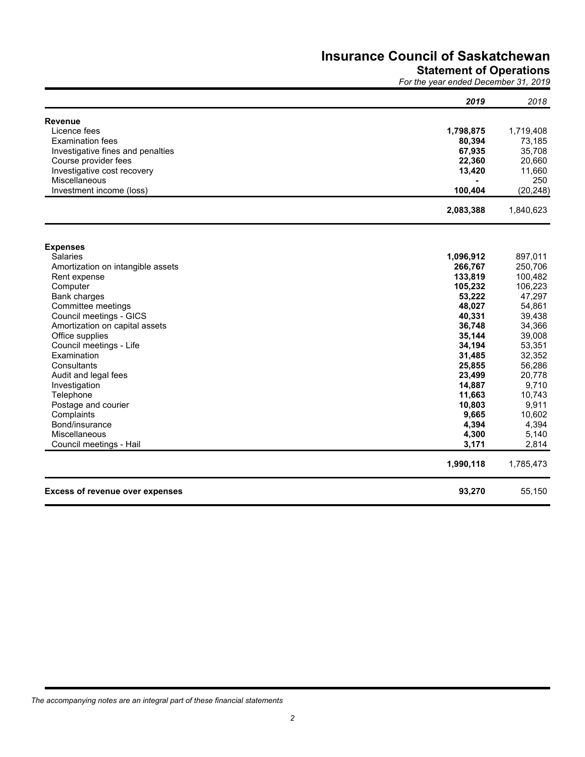# Insurance Council of Saskatchewan

## Statement of Operations

*For the year ended December 31, 2019*

| | ***2019*** | *2018* |
|---|---|---|
| **Revenue** | | |
| Licence fees | **1,798,875** | 1,719,408 |
| Examination fees | **80,394** | 73,185 |
| Investigative fines and penalties | **67,935** | 35,708 |
| Course provider fees | **22,360** | 20,660 |
| Investigative cost recovery | **13,420** | 11,660 |
| Miscellaneous | **-** | 250 |
| Investment income (loss) | **100,404** | (20,248) |
| | **2,083,388** | 1,840,623 |
| **Expenses** | | |
| Salaries | **1,096,912** | 897,011 |
| Amortization on intangible assets | **266,767** | 250,706 |
| Rent expense | **133,819** | 100,482 |
| Computer | **105,232** | 106,223 |
| Bank charges | **53,222** | 47,297 |
| Committee meetings | **48,027** | 54,861 |
| Council meetings - GICS | **40,331** | 39,438 |
| Amortization on capital assets | **36,748** | 34,366 |
| Office supplies | **35,144** | 39,008 |
| Council meetings - Life | **34,194** | 53,351 |
| Examination | **31,485** | 32,352 |
| Consultants | **25,855** | 56,286 |
| Audit and legal fees | **23,499** | 20,778 |
| Investigation | **14,887** | 9,710 |
| Telephone | **11,663** | 10,743 |
| Postage and courier | **10,803** | 9,911 |
| Complaints | **9,665** | 10,602 |
| Bond/insurance | **4,394** | 4,394 |
| Miscellaneous | **4,300** | 5,140 |
| Council meetings - Hail | **3,171** | 2,814 |
| | **1,990,118** | 1,785,473 |
| **Excess of revenue over expenses** | **93,270** | 55,150 |

*The accompanying notes are an integral part of these financial statements*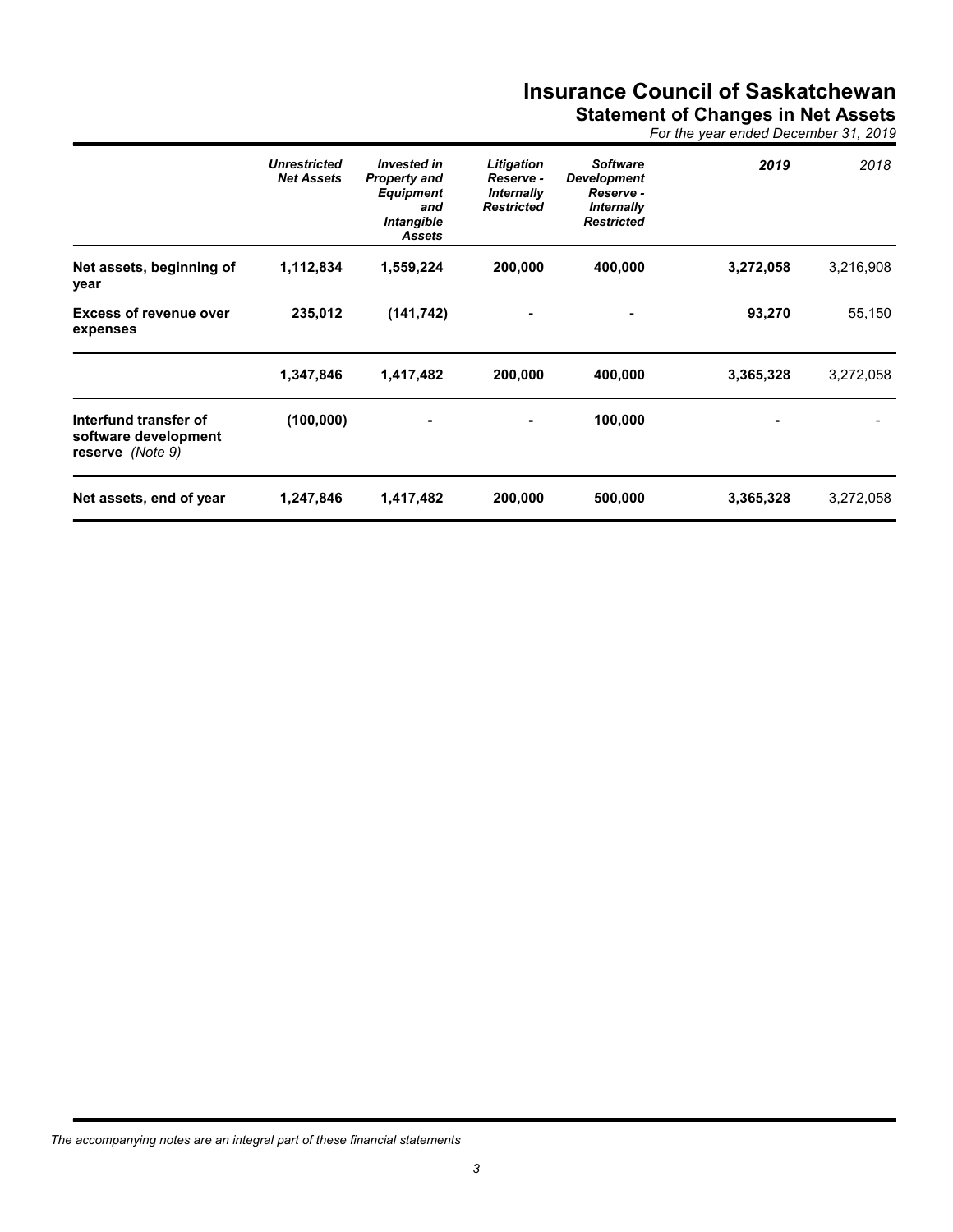# Insurance Council of Saskatchewan

## Statement of Changes in Net Assets

*For the year ended December 31, 2019*

| | *Unrestricted Net Assets* | *Invested in Property and Equipment and Intangible Assets* | *Litigation Reserve - Internally Restricted* | *Software Development Reserve - Internally Restricted* | *2019* | *2018* |
|---|---|---|---|---|---|---|
| **Net assets, beginning of year** | **1,112,834** | **1,559,224** | **200,000** | **400,000** | **3,272,058** | 3,216,908 |
| **Excess of revenue over expenses** | **235,012** | **(141,742)** | **-** | **-** | **93,270** | 55,150 |
| | **1,347,846** | **1,417,482** | **200,000** | **400,000** | **3,365,328** | 3,272,058 |
| **Interfund transfer of software development reserve** *(Note 9)* | **(100,000)** | **-** | **-** | **100,000** | **-** | - |
| **Net assets, end of year** | **1,247,846** | **1,417,482** | **200,000** | **500,000** | **3,365,328** | 3,272,058 |

*The accompanying notes are an integral part of these financial statements*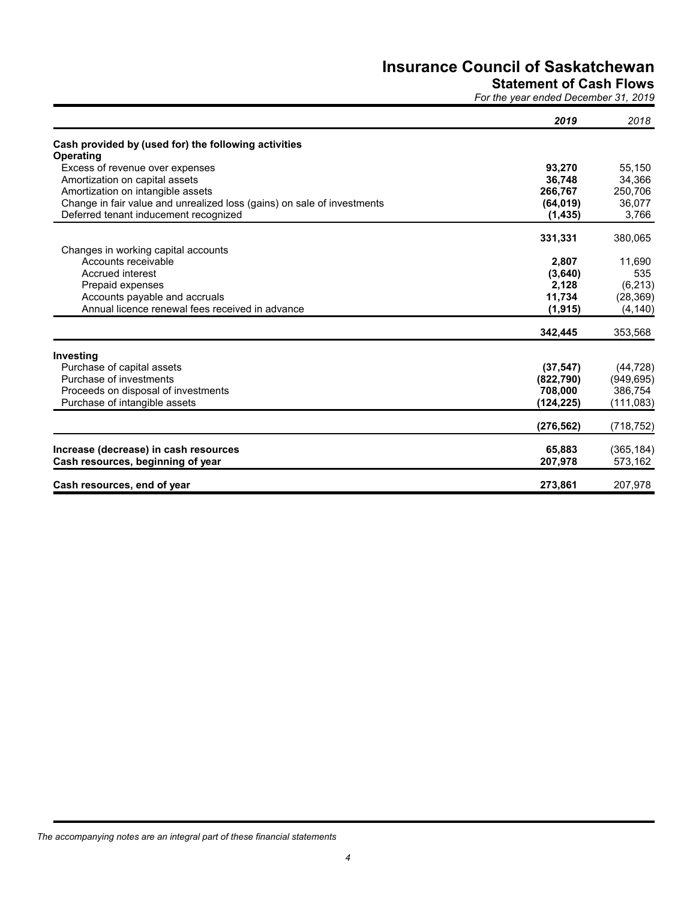# Insurance Council of Saskatchewan

## Statement of Cash Flows

*For the year ended December 31, 2019*

| | 2019 | 2018 |
|---|---|---|
| **Cash provided by (used for) the following activities** | | |
| **Operating** | | |
| Excess of revenue over expenses | **93,270** | 55,150 |
| Amortization on capital assets | **36,748** | 34,366 |
| Amortization on intangible assets | **266,767** | 250,706 |
| Change in fair value and unrealized loss (gains) on sale of investments | **(64,019)** | 36,077 |
| Deferred tenant inducement recognized | **(1,435)** | 3,766 |
| | **331,331** | 380,065 |
| Changes in working capital accounts | | |
| Accounts receivable | **2,807** | 11,690 |
| Accrued interest | **(3,640)** | 535 |
| Prepaid expenses | **2,128** | (6,213) |
| Accounts payable and accruals | **11,734** | (28,369) |
| Annual licence renewal fees received in advance | **(1,915)** | (4,140) |
| | **342,445** | 353,568 |
| **Investing** | | |
| Purchase of capital assets | **(37,547)** | (44,728) |
| Purchase of investments | **(822,790)** | (949,695) |
| Proceeds on disposal of investments | **708,000** | 386,754 |
| Purchase of intangible assets | **(124,225)** | (111,083) |
| | **(276,562)** | (718,752) |
| **Increase (decrease) in cash resources** | **65,883** | (365,184) |
| **Cash resources, beginning of year** | **207,978** | 573,162 |
| **Cash resources, end of year** | **273,861** | 207,978 |

*The accompanying notes are an integral part of these financial statements*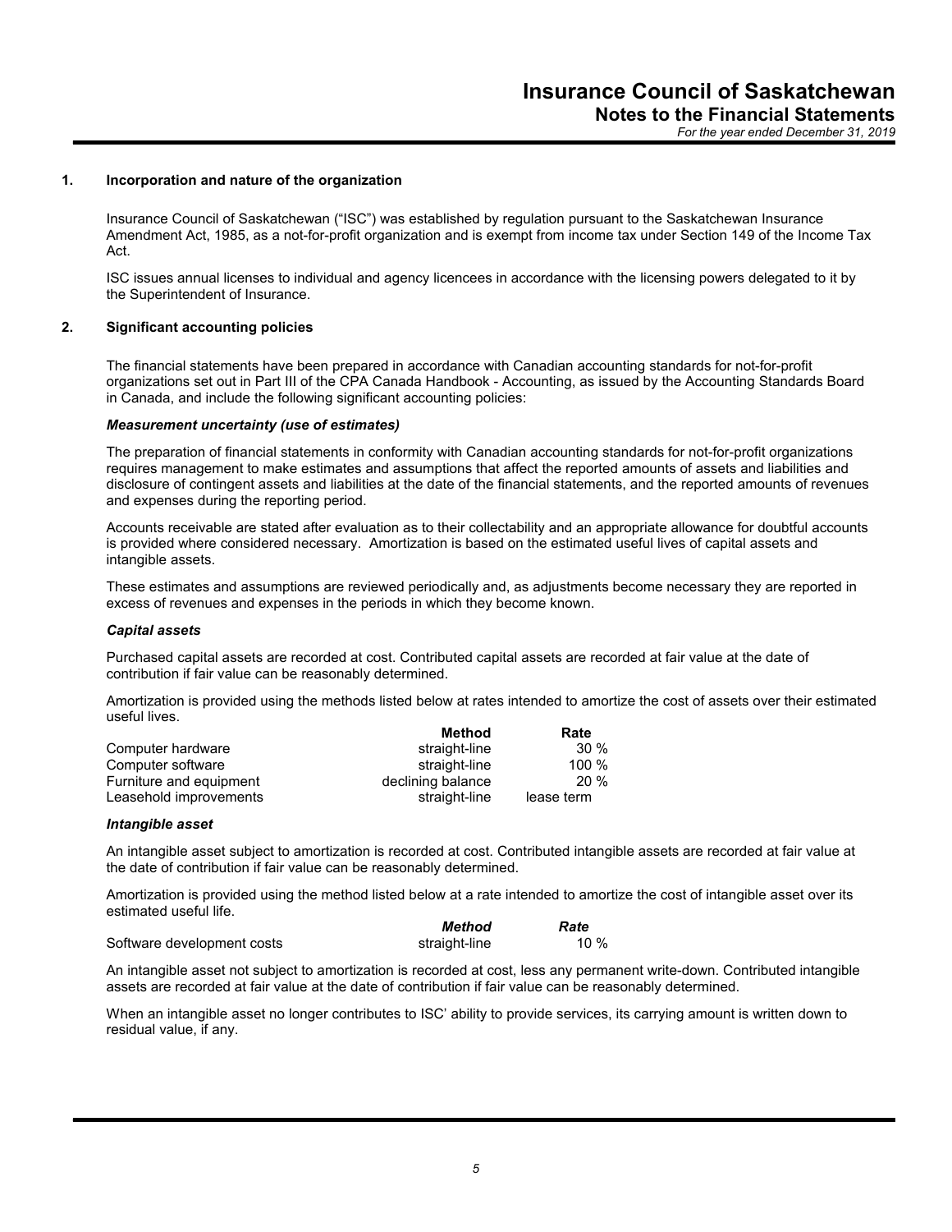## 1. Incorporation and nature of the organization

Insurance Council of Saskatchewan ("ISC") was established by regulation pursuant to the Saskatchewan Insurance Amendment Act, 1985, as a not-for-profit organization and is exempt from income tax under Section 149 of the Income Tax Act.

ISC issues annual licenses to individual and agency licencees in accordance with the licensing powers delegated to it by the Superintendent of Insurance.

## 2. Significant accounting policies

The financial statements have been prepared in accordance with Canadian accounting standards for not-for-profit organizations set out in Part III of the CPA Canada Handbook - Accounting, as issued by the Accounting Standards Board in Canada, and include the following significant accounting policies:

### *Measurement uncertainty (use of estimates)*

The preparation of financial statements in conformity with Canadian accounting standards for not-for-profit organizations requires management to make estimates and assumptions that affect the reported amounts of assets and liabilities and disclosure of contingent assets and liabilities at the date of the financial statements, and the reported amounts of revenues and expenses during the reporting period.

Accounts receivable are stated after evaluation as to their collectability and an appropriate allowance for doubtful accounts is provided where considered necessary. Amortization is based on the estimated useful lives of capital assets and intangible assets.

These estimates and assumptions are reviewed periodically and, as adjustments become necessary they are reported in excess of revenues and expenses in the periods in which they become known.

### *Capital assets*

Purchased capital assets are recorded at cost. Contributed capital assets are recorded at fair value at the date of contribution if fair value can be reasonably determined.

Amortization is provided using the methods listed below at rates intended to amortize the cost of assets over their estimated useful lives.

| | **Method** | **Rate** |
|---|---|---|
| Computer hardware | straight-line | 30 % |
| Computer software | straight-line | 100 % |
| Furniture and equipment | declining balance | 20 % |
| Leasehold improvements | straight-line | lease term |

### *Intangible asset*

An intangible asset subject to amortization is recorded at cost. Contributed intangible assets are recorded at fair value at the date of contribution if fair value can be reasonably determined.

Amortization is provided using the method listed below at a rate intended to amortize the cost of intangible asset over its estimated useful life.

| | ***Method*** | ***Rate*** |
|---|---|---|
| Software development costs | straight-line | 10 % |

An intangible asset not subject to amortization is recorded at cost, less any permanent write-down. Contributed intangible assets are recorded at fair value at the date of contribution if fair value can be reasonably determined.

When an intangible asset no longer contributes to ISC' ability to provide services, its carrying amount is written down to residual value, if any.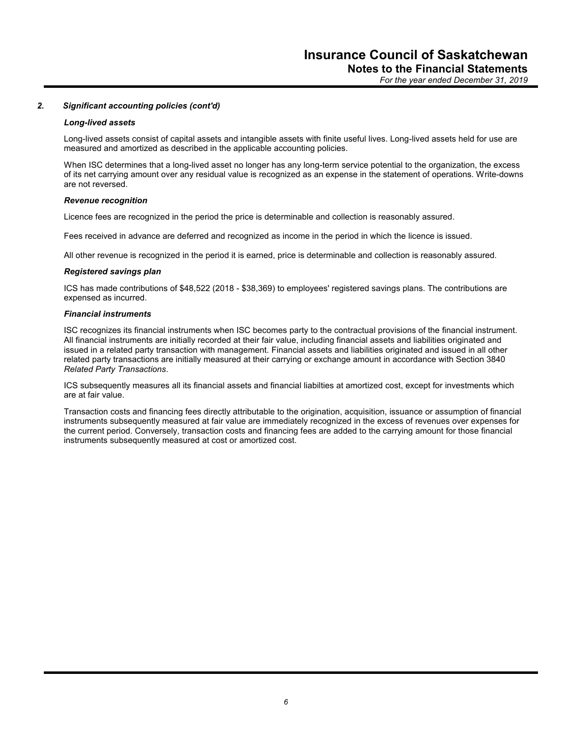### 2. *Significant accounting policies (cont'd)*

***Long-lived assets***

Long-lived assets consist of capital assets and intangible assets with finite useful lives. Long-lived assets held for use are measured and amortized as described in the applicable accounting policies.

When ISC determines that a long-lived asset no longer has any long-term service potential to the organization, the excess of its net carrying amount over any residual value is recognized as an expense in the statement of operations. Write-downs are not reversed.

***Revenue recognition***

Licence fees are recognized in the period the price is determinable and collection is reasonably assured.

Fees received in advance are deferred and recognized as income in the period in which the licence is issued.

All other revenue is recognized in the period it is earned, price is determinable and collection is reasonably assured.

***Registered savings plan***

ICS has made contributions of $48,522 (2018 - $38,369) to employees' registered savings plans. The contributions are expensed as incurred.

***Financial instruments***

ISC recognizes its financial instruments when ISC becomes party to the contractual provisions of the financial instrument. All financial instruments are initially recorded at their fair value, including financial assets and liabilities originated and issued in a related party transaction with management. Financial assets and liabilities originated and issued in all other related party transactions are initially measured at their carrying or exchange amount in accordance with Section 3840 *Related Party Transactions*.

ICS subsequently measures all its financial assets and financial liabilties at amortized cost, except for investments which are at fair value.

Transaction costs and financing fees directly attributable to the origination, acquisition, issuance or assumption of financial instruments subsequently measured at fair value are immediately recognized in the excess of revenues over expenses for the current period. Conversely, transaction costs and financing fees are added to the carrying amount for those financial instruments subsequently measured at cost or amortized cost.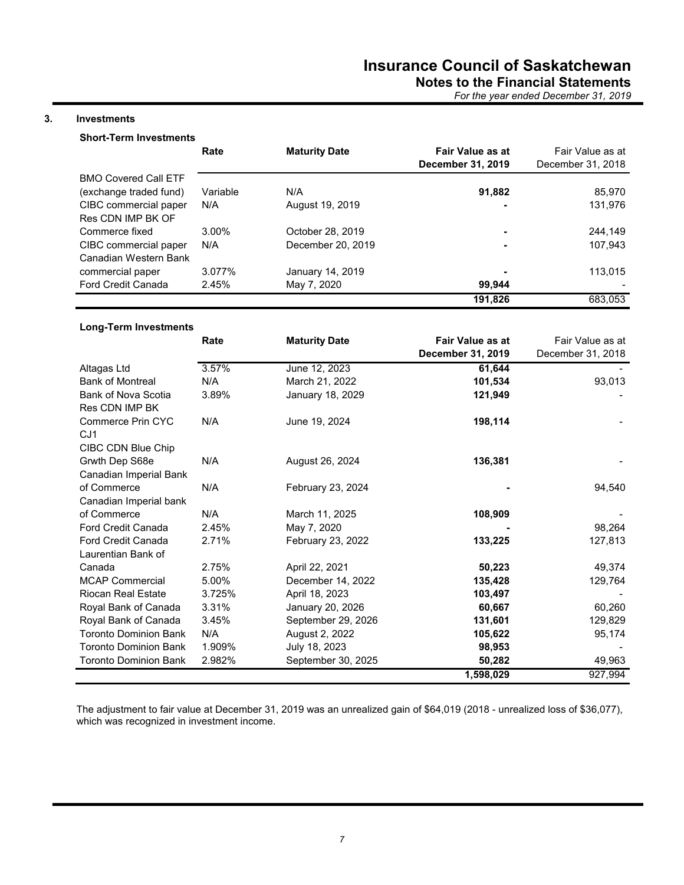## 3. Investments

### Short-Term Investments

| | Rate | Maturity Date | **Fair Value as at December 31, 2019** | Fair Value as at December 31, 2018 |
|---|---|---|---|---|
| BMO Covered Call ETF (exchange traded fund) | Variable | N/A | **91,882** | 85,970 |
| CIBC commercial paper | N/A | August 19, 2019 | **-** | 131,976 |
| Res CDN IMP BK OF Commerce fixed | 3.00% | October 28, 2019 | **-** | 244,149 |
| CIBC commercial paper | N/A | December 20, 2019 | **-** | 107,943 |
| Canadian Western Bank commercial paper | 3.077% | January 14, 2019 | **-** | 113,015 |
| Ford Credit Canada | 2.45% | May 7, 2020 | **99,944** | - |
| | | | **191,826** | 683,053 |

### Long-Term Investments

| | Rate | Maturity Date | **Fair Value as at December 31, 2019** | Fair Value as at December 31, 2018 |
|---|---|---|---|---|
| Altagas Ltd | 3.57% | June 12, 2023 | **61,644** | - |
| Bank of Montreal | N/A | March 21, 2022 | **101,534** | 93,013 |
| Bank of Nova Scotia | 3.89% | January 18, 2029 | **121,949** | - |
| Res CDN IMP BK Commerce Prin CYC CJ1 | N/A | June 19, 2024 | **198,114** | - |
| CIBC CDN Blue Chip Grwth Dep S68e | N/A | August 26, 2024 | **136,381** | - |
| Canadian Imperial Bank of Commerce | N/A | February 23, 2024 | **-** | 94,540 |
| Canadian Imperial bank of Commerce | N/A | March 11, 2025 | **108,909** | - |
| Ford Credit Canada | 2.45% | May 7, 2020 | **-** | 98,264 |
| Ford Credit Canada | 2.71% | February 23, 2022 | **133,225** | 127,813 |
| Laurentian Bank of Canada | 2.75% | April 22, 2021 | **50,223** | 49,374 |
| MCAP Commercial | 5.00% | December 14, 2022 | **135,428** | 129,764 |
| Riocan Real Estate | 3.725% | April 18, 2023 | **103,497** | - |
| Royal Bank of Canada | 3.31% | January 20, 2026 | **60,667** | 60,260 |
| Royal Bank of Canada | 3.45% | September 29, 2026 | **131,601** | 129,829 |
| Toronto Dominion Bank | N/A | August 2, 2022 | **105,622** | 95,174 |
| Toronto Dominion Bank | 1.909% | July 18, 2023 | **98,953** | - |
| Toronto Dominion Bank | 2.982% | September 30, 2025 | **50,282** | 49,963 |
| | | | **1,598,029** | 927,994 |

The adjustment to fair value at December 31, 2019 was an unrealized gain of $64,019 (2018 - unrealized loss of $36,077), which was recognized in investment income.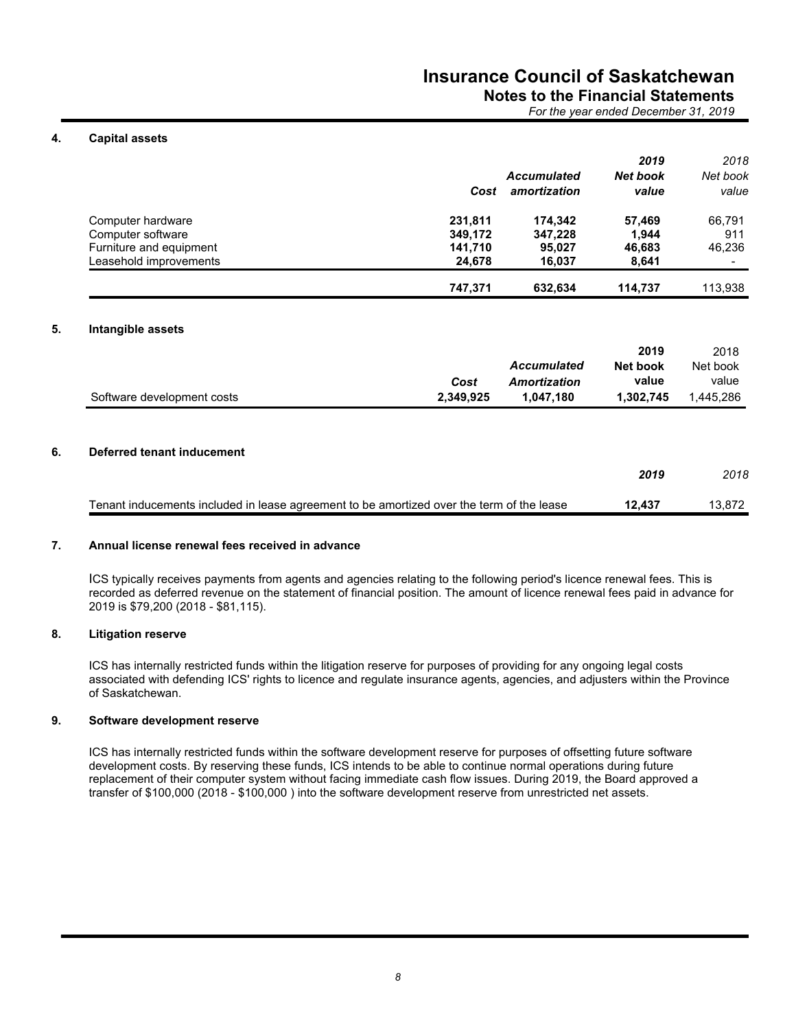### 4. Capital assets

| | Cost | Accumulated amortization | 2019 Net book value | 2018 Net book value |
|---|---|---|---|---|
| Computer hardware | **231,811** | **174,342** | **57,469** | 66,791 |
| Computer software | **349,172** | **347,228** | **1,944** | 911 |
| Furniture and equipment | **141,710** | **95,027** | **46,683** | 46,236 |
| Leasehold improvements | **24,678** | **16,037** | **8,641** | - |
| | **747,371** | **632,634** | **114,737** | 113,938 |

### 5. Intangible assets

| | Cost | Accumulated Amortization | 2019 Net book value | 2018 Net book value |
|---|---|---|---|---|
| Software development costs | **2,349,925** | **1,047,180** | **1,302,745** | 1,445,286 |

### 6. Deferred tenant inducement

| | 2019 | 2018 |
|---|---|---|
| Tenant inducements included in lease agreement to be amortized over the term of the lease | **12,437** | 13,872 |

### 7. Annual license renewal fees received in advance

ICS typically receives payments from agents and agencies relating to the following period's licence renewal fees. This is recorded as deferred revenue on the statement of financial position. The amount of licence renewal fees paid in advance for 2019 is $79,200 (2018 - $81,115).

### 8. Litigation reserve

ICS has internally restricted funds within the litigation reserve for purposes of providing for any ongoing legal costs associated with defending ICS' rights to licence and regulate insurance agents, agencies, and adjusters within the Province of Saskatchewan.

### 9. Software development reserve

ICS has internally restricted funds within the software development reserve for purposes of offsetting future software development costs. By reserving these funds, ICS intends to be able to continue normal operations during future replacement of their computer system without facing immediate cash flow issues. During 2019, the Board approved a transfer of $100,000 (2018 - $100,000 ) into the software development reserve from unrestricted net assets.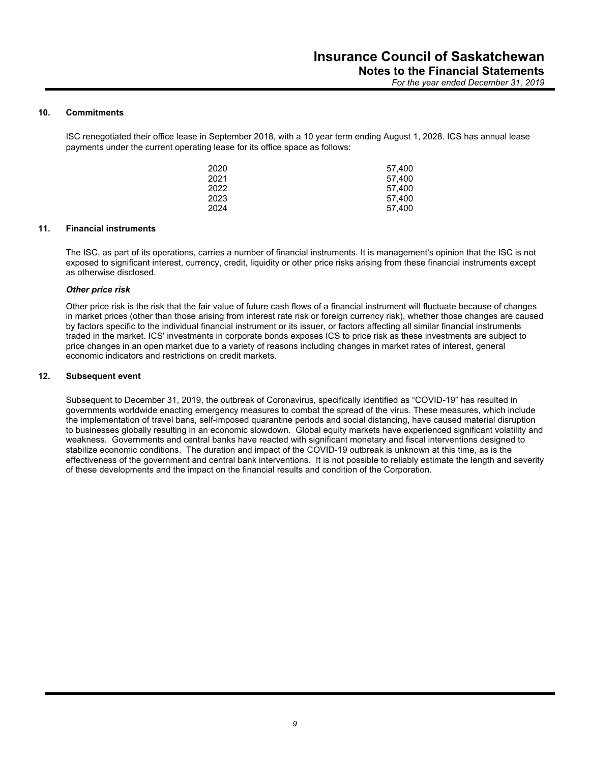## 10. Commitments

ISC renegotiated their office lease in September 2018, with a 10 year term ending August 1, 2028. ICS has annual lease payments under the current operating lease for its office space as follows:

| | |
|---|---|
| 2020 | 57,400 |
| 2021 | 57,400 |
| 2022 | 57,400 |
| 2023 | 57,400 |
| 2024 | 57,400 |

## 11. Financial instruments

The ISC, as part of its operations, carries a number of financial instruments. It is management's opinion that the ISC is not exposed to significant interest, currency, credit, liquidity or other price risks arising from these financial instruments except as otherwise disclosed.

***Other price risk***

Other price risk is the risk that the fair value of future cash flows of a financial instrument will fluctuate because of changes in market prices (other than those arising from interest rate risk or foreign currency risk), whether those changes are caused by factors specific to the individual financial instrument or its issuer, or factors affecting all similar financial instruments traded in the market. ICS' investments in corporate bonds exposes ICS to price risk as these investments are subject to price changes in an open market due to a variety of reasons including changes in market rates of interest, general economic indicators and restrictions on credit markets.

## 12. Subsequent event

Subsequent to December 31, 2019, the outbreak of Coronavirus, specifically identified as "COVID-19" has resulted in governments worldwide enacting emergency measures to combat the spread of the virus. These measures, which include the implementation of travel bans, self-imposed quarantine periods and social distancing, have caused material disruption to businesses globally resulting in an economic slowdown. Global equity markets have experienced significant volatility and weakness. Governments and central banks have reacted with significant monetary and fiscal interventions designed to stabilize economic conditions. The duration and impact of the COVID-19 outbreak is unknown at this time, as is the effectiveness of the government and central bank interventions. It is not possible to reliably estimate the length and severity of these developments and the impact on the financial results and condition of the Corporation.